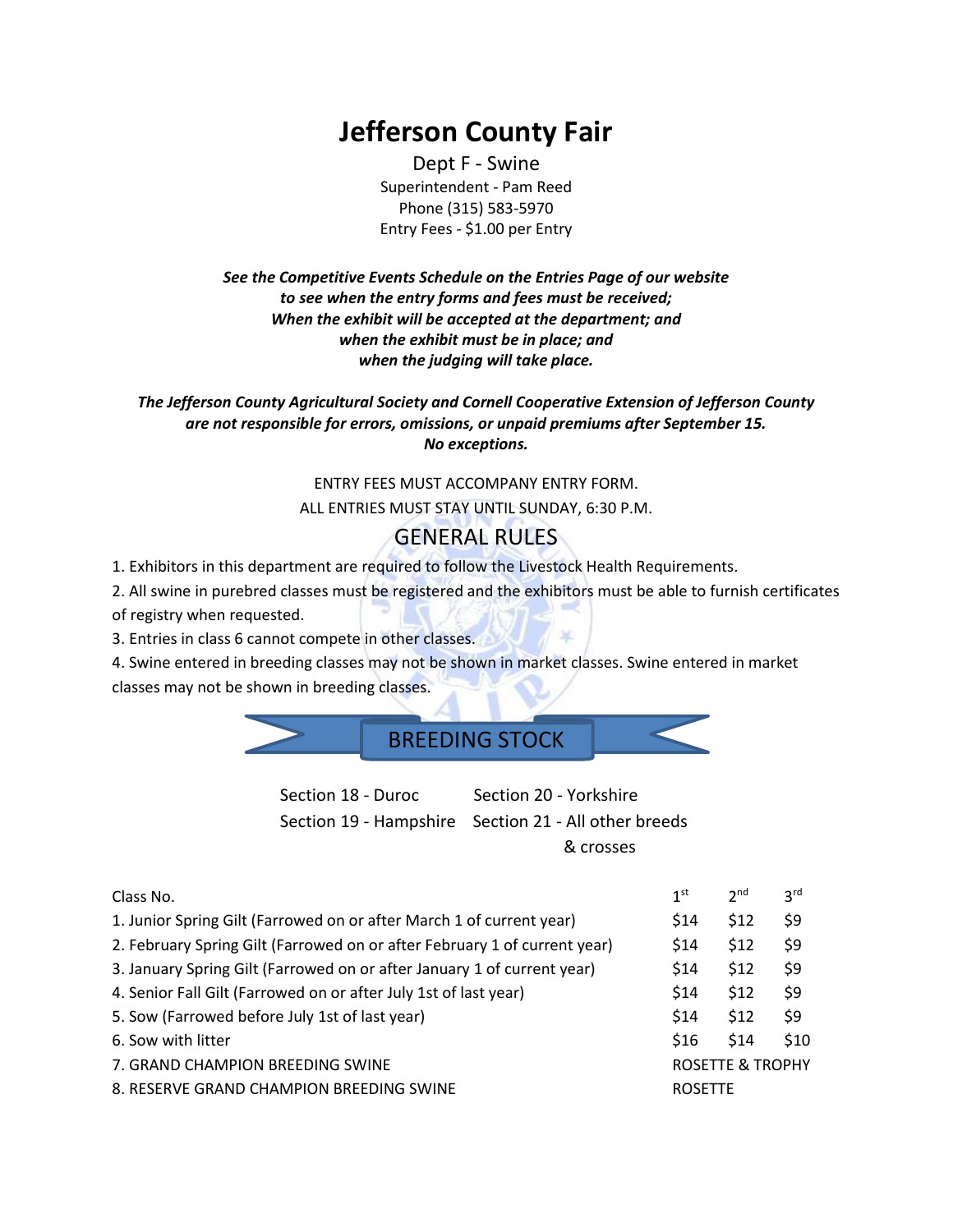# Jefferson County Fair

Dept F - Swine

Superintendent - Pam Reed

Phone (315) 583-5970

Entry Fees - $1.00 per Entry

***See the Competitive Events Schedule on the Entries Page of our website to see when the entry forms and fees must be received; When the exhibit will be accepted at the department; and when the exhibit must be in place; and when the judging will take place.***

***The Jefferson County Agricultural Society and Cornell Cooperative Extension of Jefferson County are not responsible for errors, omissions, or unpaid premiums after September 15. No exceptions.***

ENTRY FEES MUST ACCOMPANY ENTRY FORM.

ALL ENTRIES MUST STAY UNTIL SUNDAY, 6:30 P.M.

## GENERAL RULES

1. Exhibitors in this department are required to follow the Livestock Health Requirements.
2. All swine in purebred classes must be registered and the exhibitors must be able to furnish certificates of registry when requested.
3. Entries in class 6 cannot compete in other classes.
4. Swine entered in breeding classes may not be shown in market classes. Swine entered in market classes may not be shown in breeding classes.

## BREEDING STOCK

Section 18 - Duroc

Section 19 - Hampshire

Section 20 - Yorkshire

Section 21 - All other breeds & crosses

| Class No. | 1st | 2nd | 3rd |
|---|---|---|---|
| 1. Junior Spring Gilt (Farrowed on or after March 1 of current year) | $14 | $12 | $9 |
| 2. February Spring Gilt (Farrowed on or after February 1 of current year) | $14 | $12 | $9 |
| 3. January Spring Gilt (Farrowed on or after January 1 of current year) | $14 | $12 | $9 |
| 4. Senior Fall Gilt (Farrowed on or after July 1st of last year) | $14 | $12 | $9 |
| 5. Sow (Farrowed before July 1st of last year) | $14 | $12 | $9 |
| 6. Sow with litter | $16 | $14 | $10 |
| 7. GRAND CHAMPION BREEDING SWINE | ROSETTE & TROPHY | | |
| 8. RESERVE GRAND CHAMPION BREEDING SWINE | ROSETTE | | |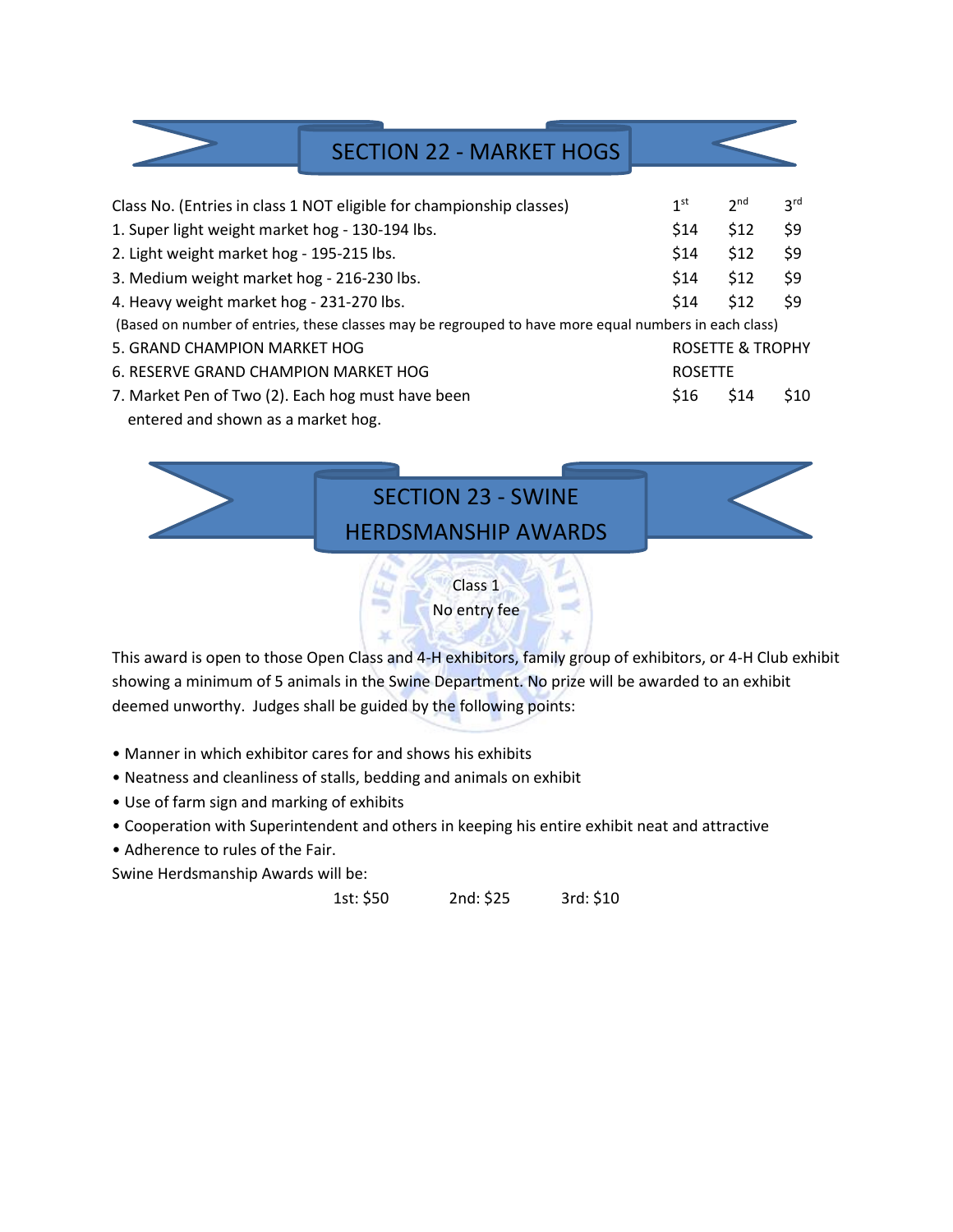## SECTION 22 - MARKET HOGS

| Class No. (Entries in class 1 NOT eligible for championship classes) | 1st | 2nd | 3rd |
|---|---|---|---|
| 1. Super light weight market hog - 130-194 lbs. | $14 | $12 | $9 |
| 2. Light weight market hog - 195-215 lbs. | $14 | $12 | $9 |
| 3. Medium weight market hog - 216-230 lbs. | $14 | $12 | $9 |
| 4. Heavy weight market hog - 231-270 lbs. | $14 | $12 | $9 |
| (Based on number of entries, these classes may be regrouped to have more equal numbers in each class) | | | |
| 5. GRAND CHAMPION MARKET HOG | ROSETTE & TROPHY | | |
| 6. RESERVE GRAND CHAMPION MARKET HOG | ROSETTE | | |
| 7. Market Pen of Two (2). Each hog must have been entered and shown as a market hog. | $16 | $14 | $10 |

## SECTION 23 - SWINE HERDSMANSHIP AWARDS

Class 1
No entry fee

This award is open to those Open Class and 4-H exhibitors, family group of exhibitors, or 4-H Club exhibit showing a minimum of 5 animals in the Swine Department. No prize will be awarded to an exhibit deemed unworthy. Judges shall be guided by the following points:

- Manner in which exhibitor cares for and shows his exhibits
- Neatness and cleanliness of stalls, bedding and animals on exhibit
- Use of farm sign and marking of exhibits
- Cooperation with Superintendent and others in keeping his entire exhibit neat and attractive
- Adherence to rules of the Fair.

Swine Herdsmanship Awards will be:

1st: $50 2nd: $25 3rd: $10